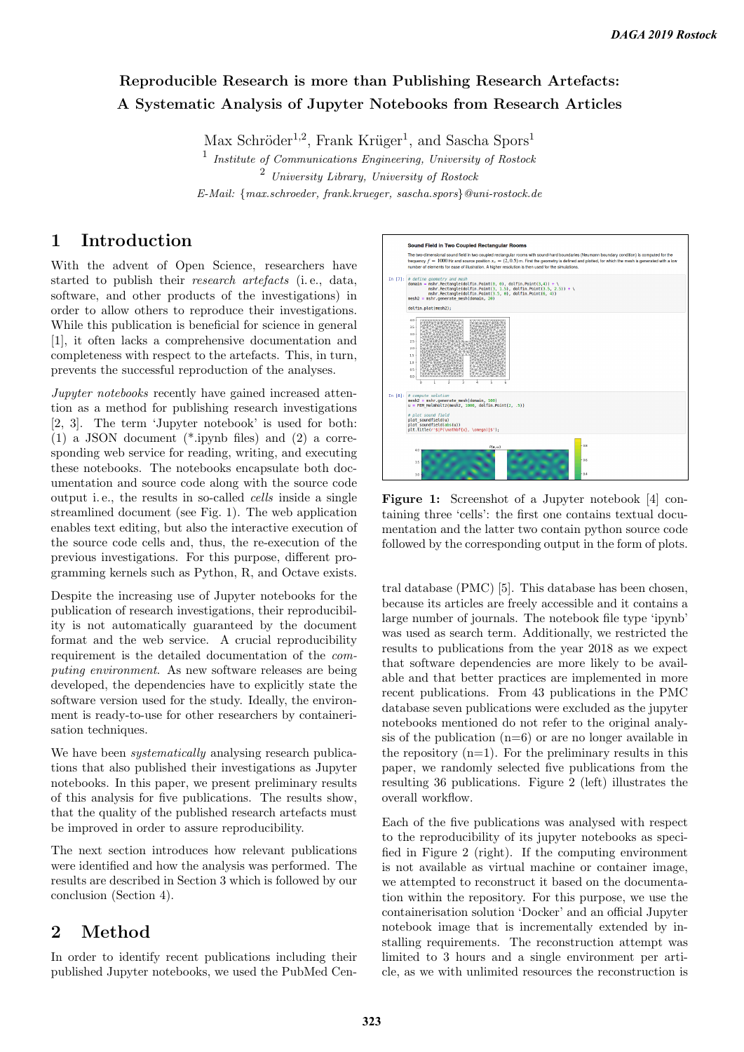# Reproducible Research is more than Publishing Research Artefacts: A Systematic Analysis of Jupyter Notebooks from Research Articles

Max Schröder[1,2], Frank Krüger[1], and Sascha Spors[1]

[1] *Institute of Communications Engineering, University of Rostock*

[2] *University Library, University of Rostock*

*E-Mail: {max.schroeder, frank.krueger, sascha.spors}@uni-rostock.de*

## 1 Introduction

With the advent of Open Science, researchers have started to publish their *research artefacts* (i. e., data, software, and other products of the investigations) in order to allow others to reproduce their investigations. While this publication is beneficial for science in general [1], it often lacks a comprehensive documentation and completeness with respect to the artefacts. This, in turn, prevents the successful reproduction of the analyses.

*Jupyter notebooks* recently have gained increased attention as a method for publishing research investigations [2, 3]. The term 'Jupyter notebook' is used for both: (1) a JSON document (*.ipynb files) and (2) a corresponding web service for reading, writing, and executing these notebooks. The notebooks encapsulate both documentation and source code along with the source code output i. e., the results in so-called *cells* inside a single streamlined document (see Fig. 1). The web application enables text editing, but also the interactive execution of the source code cells and, thus, the re-execution of the previous investigations. For this purpose, different programming kernels such as Python, R, and Octave exists.

Despite the increasing use of Jupyter notebooks for the publication of research investigations, their reproducibility is not automatically guaranteed by the document format and the web service. A crucial reproducibility requirement is the detailed documentation of the *computing environment*. As new software releases are being developed, the dependencies have to explicitly state the software version used for the study. Ideally, the environment is ready-to-use for other researchers by containerisation techniques.

We have been *systematically* analysing research publications that also published their investigations as Jupyter notebooks. In this paper, we present preliminary results of this analysis for five publications. The results show, that the quality of the published research artefacts must be improved in order to assure reproducibility.

The next section introduces how relevant publications were identified and how the analysis was performed. The results are described in Section 3 which is followed by our conclusion (Section 4).

## 2 Method

In order to identify recent publications including their published Jupyter notebooks, we used the PubMed Central database (PMC) [5]. This database has been chosen, because its articles are freely accessible and it contains a large number of journals. The notebook file type 'ipynb' was used as search term. Additionally, we restricted the results to publications from the year 2018 as we expect that software dependencies are more likely to be available and that better practices are implemented in more recent publications. From 43 publications in the PMC database seven publications were excluded as the jupyter notebooks mentioned do not refer to the original analysis of the publication (n=6) or are no longer available in the repository (n=1). For the preliminary results in this paper, we randomly selected five publications from the resulting 36 publications. Figure 2 (left) illustrates the overall workflow.

**Figure 1:** Screenshot of a Jupyter notebook [4] containing three 'cells': the first one contains textual documentation and the latter two contain python source code followed by the corresponding output in the form of plots.

Each of the five publications was analysed with respect to the reproducibility of its jupyter notebooks as specified in Figure 2 (right). If the computing environment is not available as virtual machine or container image, we attempted to reconstruct it based on the documentation within the repository. For this purpose, we use the containerisation solution 'Docker' and an official Jupyter notebook image that is incrementally extended by installing requirements. The reconstruction attempt was limited to 3 hours and a single environment per article, as we with unlimited resources the reconstruction is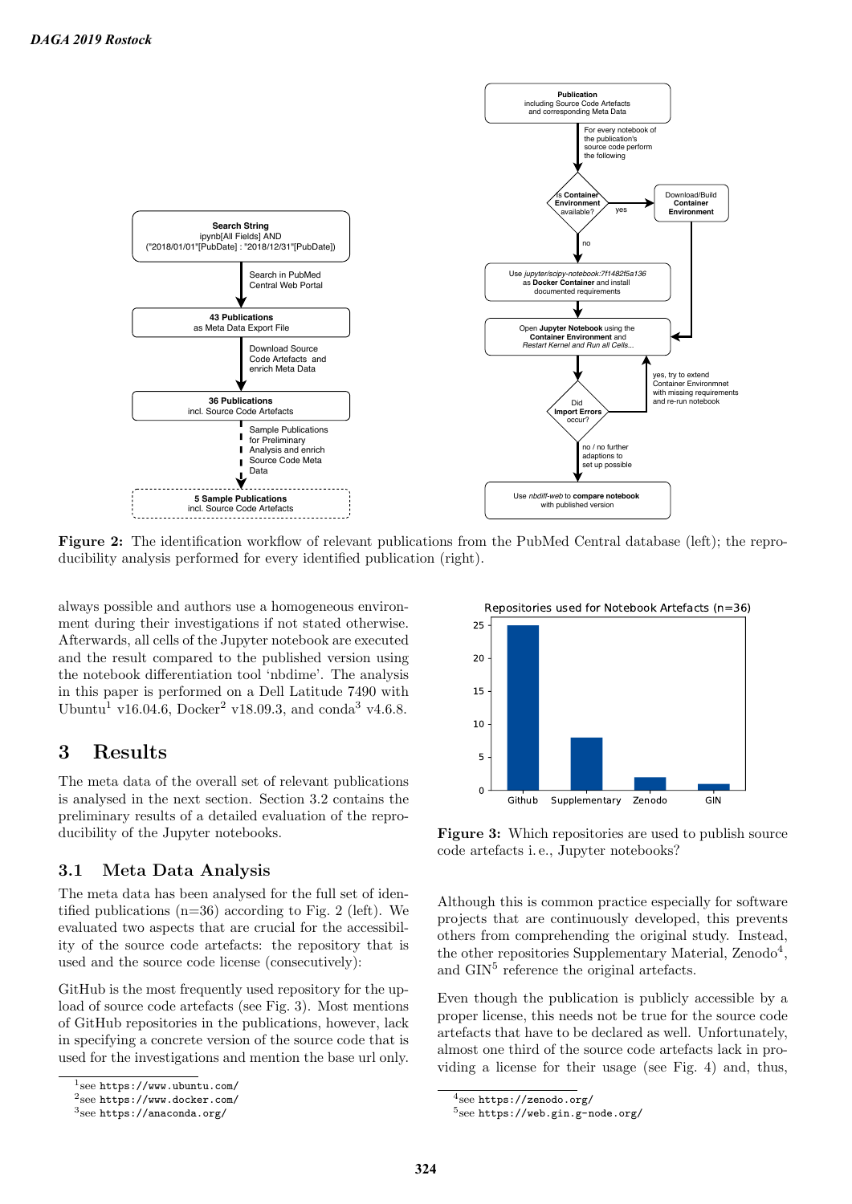**Figure 2:** The identification workflow of relevant publications from the PubMed Central database (left); the reproducibility analysis performed for every identified publication (right).

always possible and authors use a homogeneous environment during their investigations if not stated otherwise. Afterwards, all cells of the Jupyter notebook are executed and the result compared to the published version using the notebook differentiation tool 'nbdime'. The analysis in this paper is performed on a Dell Latitude 7490 with Ubuntu[1] v16.04.6, Docker[2] v18.09.3, and conda[3] v4.6.8.

## 3 Results

The meta data of the overall set of relevant publications is analysed in the next section. Section 3.2 contains the preliminary results of a detailed evaluation of the reproducibility of the Jupyter notebooks.

### 3.1 Meta Data Analysis

The meta data has been analysed for the full set of identified publications (n=36) according to Fig. 2 (left). We evaluated two aspects that are crucial for the accessibility of the source code artefacts: the repository that is used and the source code license (consecutively):

GitHub is the most frequently used repository for the upload of source code artefacts (see Fig. 3). Most mentions of GitHub repositories in the publications, however, lack in specifying a concrete version of the source code that is used for the investigations and mention the base url only.

**Figure 3:** Which repositories are used to publish source code artefacts i. e., Jupyter notebooks?

Although this is common practice especially for software projects that are continuously developed, this prevents others from comprehending the original study. Instead, the other repositories Supplementary Material, Zenodo[4], and GIN[5] reference the original artefacts.

Even though the publication is publicly accessible by a proper license, this needs not be true for the source code artefacts that have to be declared as well. Unfortunately, almost one third of the source code artefacts lack in providing a license for their usage (see Fig. 4) and, thus,

[1] see https://www.ubuntu.com/

[2] see https://www.docker.com/

[3] see https://anaconda.org/

[4] see https://zenodo.org/

[5] see https://web.gin.g-node.org/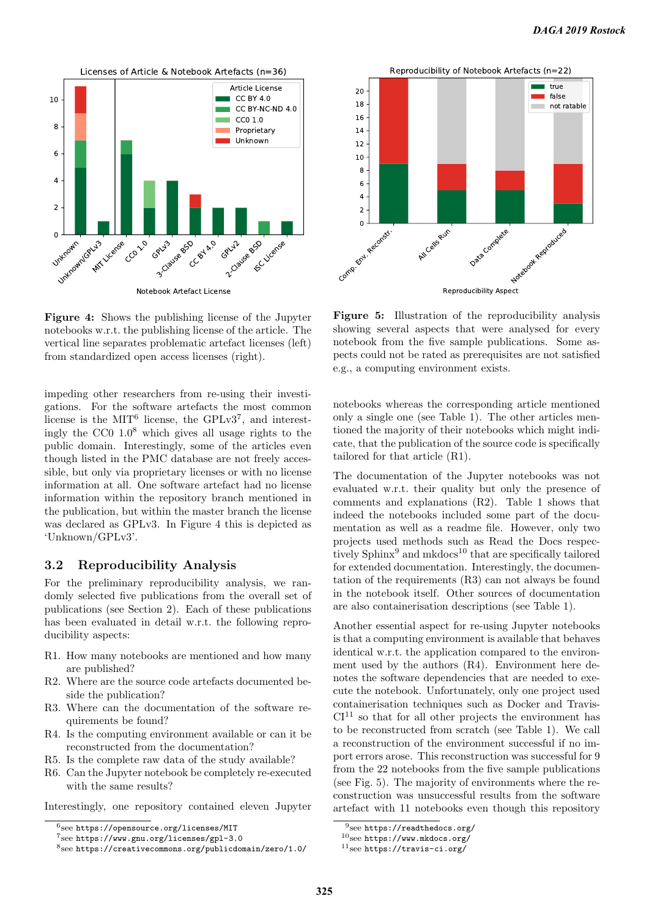**Figure 4:** Shows the publishing license of the Jupyter notebooks w.r.t. the publishing license of the article. The vertical line separates problematic artefact licenses (left) from standardized open access licenses (right).

**Figure 5:** Illustration of the reproducibility analysis showing several aspects that were analysed for every notebook from the five sample publications. Some aspects could not be rated as prerequisites are not satisfied e.g., a computing environment exists.

impeding other researchers from re-using their investigations. For the software artefacts the most common license is the MIT[6] license, the GPLv3[7], and interestingly the CC0 1.0[8] which gives all usage rights to the public domain. Interestingly, some of the articles even though listed in the PMC database are not freely accessible, but only via proprietary licenses or with no license information at all. One software artefact had no license information within the repository branch mentioned in the publication, but within the master branch the license was declared as GPLv3. In Figure 4 this is depicted as 'Unknown/GPLv3'.

## 3.2 Reproducibility Analysis

For the preliminary reproducibility analysis, we randomly selected five publications from the overall set of publications (see Section 2). Each of these publications has been evaluated in detail w.r.t. the following reproducibility aspects:

- R1. How many notebooks are mentioned and how many are published?
- R2. Where are the source code artefacts documented beside the publication?
- R3. Where can the documentation of the software requirements be found?
- R4. Is the computing environment available or can it be reconstructed from the documentation?
- R5. Is the complete raw data of the study available?
- R6. Can the Jupyter notebook be completely re-executed with the same results?

Interestingly, one repository contained eleven Jupyter notebooks whereas the corresponding article mentioned only a single one (see Table 1). The other articles mentioned the majority of their notebooks which might indicate, that the publication of the source code is specifically tailored for that article (R1).

The documentation of the Jupyter notebooks was not evaluated w.r.t. their quality but only the presence of comments and explanations (R2). Table 1 shows that indeed the notebooks included some part of the documentation as well as a readme file. However, only two projects used methods such as Read the Docs respectively Sphinx[9] and mkdocs[10] that are specifically tailored for extended documentation. Interestingly, the documentation of the requirements (R3) can not always be found in the notebook itself. Other sources of documentation are also containerisation descriptions (see Table 1).

Another essential aspect for re-using Jupyter notebooks is that a computing environment is available that behaves identical w.r.t. the application compared to the environment used by the authors (R4). Environment here denotes the software dependencies that are needed to execute the notebook. Unfortunately, only one project used containerisation techniques such as Docker and Travis-CI[11] so that for all other projects the environment has to be reconstructed from scratch (see Table 1). We call a reconstruction of the environment successful if no import errors arose. This reconstruction was successful for 9 from the 22 notebooks from the five sample publications (see Fig. 5). The majority of environments where the reconstruction was unsuccessful results from the software artefact with 11 notebooks even though this repository

[6] see https://opensource.org/licenses/MIT
[7] see https://www.gnu.org/licenses/gpl-3.0
[8] see https://creativecommons.org/publicdomain/zero/1.0/
[9] see https://readthedocs.org/
[10] see https://www.mkdocs.org/
[11] see https://travis-ci.org/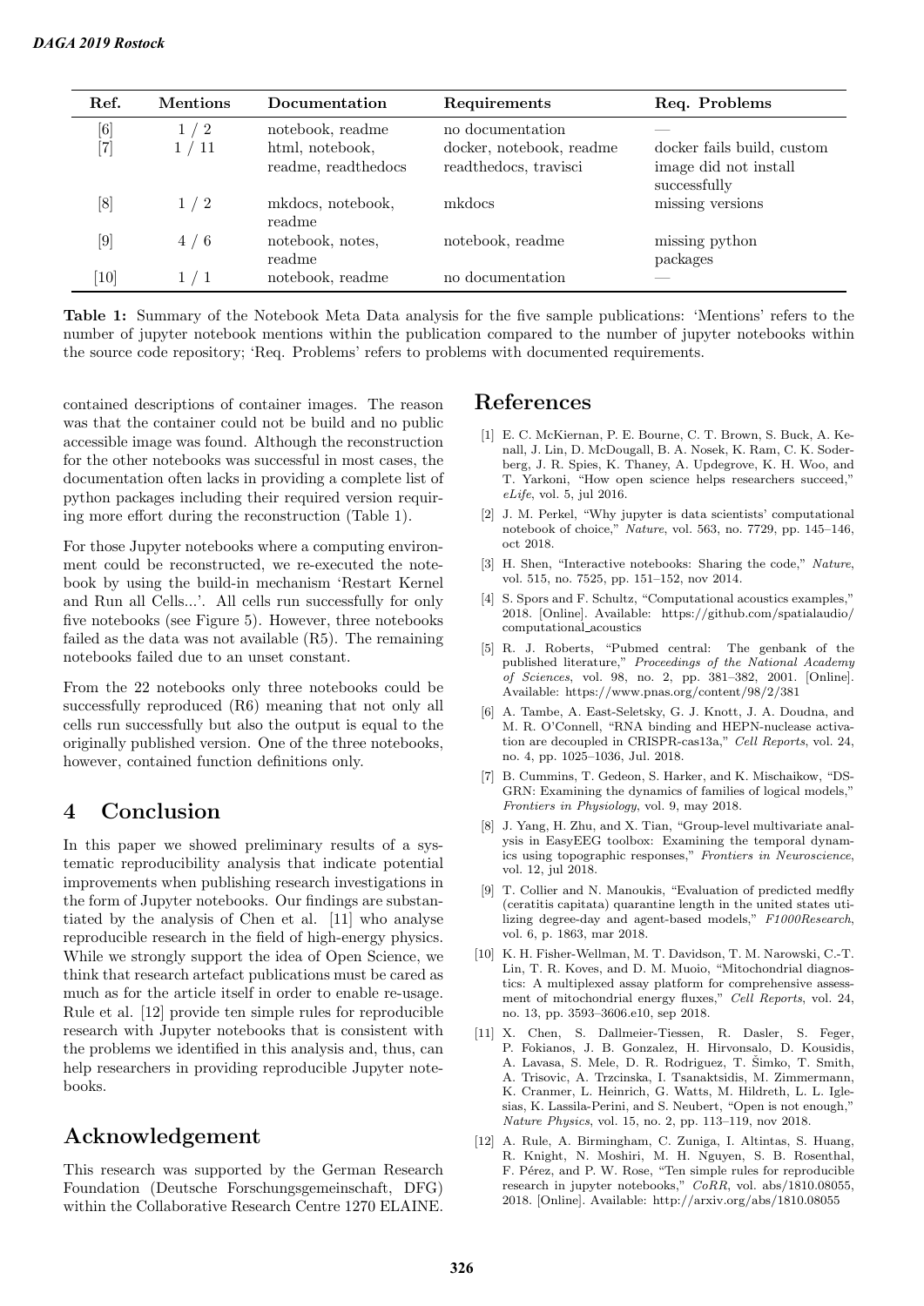| Ref. | Mentions | Documentation | Requirements | Req. Problems |
| --- | --- | --- | --- | --- |
| [6] | 1 / 2 | notebook, readme | no documentation | — |
| [7] | 1 / 11 | html, notebook, readme, readthedocs | docker, notebook, readme readthedocs, travisci | docker fails build, custom image did not install successfully |
| [8] | 1 / 2 | mkdocs, notebook, readme | mkdocs | missing versions |
| [9] | 4 / 6 | notebook, notes, readme | notebook, readme | missing python packages |
| [10] | 1 / 1 | notebook, readme | no documentation | — |

**Table 1:** Summary of the Notebook Meta Data analysis for the five sample publications: 'Mentions' refers to the number of jupyter notebook mentions within the publication compared to the number of jupyter notebooks within the source code repository; 'Req. Problems' refers to problems with documented requirements.

contained descriptions of container images. The reason was that the container could not be build and no public accessible image was found. Although the reconstruction for the other notebooks was successful in most cases, the documentation often lacks in providing a complete list of python packages including their required version requiring more effort during the reconstruction (Table 1).

For those Jupyter notebooks where a computing environment could be reconstructed, we re-executed the notebook by using the build-in mechanism 'Restart Kernel and Run all Cells...'. All cells run successfully for only five notebooks (see Figure 5). However, three notebooks failed as the data was not available (R5). The remaining notebooks failed due to an unset constant.

From the 22 notebooks only three notebooks could be successfully reproduced (R6) meaning that not only all cells run successfully but also the output is equal to the originally published version. One of the three notebooks, however, contained function definitions only.

## 4 Conclusion

In this paper we showed preliminary results of a systematic reproducibility analysis that indicate potential improvements when publishing research investigations in the form of Jupyter notebooks. Our findings are substantiated by the analysis of Chen et al. [11] who analyse reproducible research in the field of high-energy physics. While we strongly support the idea of Open Science, we think that research artefact publications must be cared as much as for the article itself in order to enable re-usage. Rule et al. [12] provide ten simple rules for reproducible research with Jupyter notebooks that is consistent with the problems we identified in this analysis and, thus, can help researchers in providing reproducible Jupyter notebooks.

## Acknowledgement

This research was supported by the German Research Foundation (Deutsche Forschungsgemeinschaft, DFG) within the Collaborative Research Centre 1270 ELAINE.

## References

[1] E. C. McKiernan, P. E. Bourne, C. T. Brown, S. Buck, A. Kenall, J. Lin, D. McDougall, B. A. Nosek, K. Ram, C. K. Soderberg, J. R. Spies, K. Thaney, A. Updegrove, K. H. Woo, and T. Yarkoni, "How open science helps researchers succeed," *eLife*, vol. 5, jul 2016.

[2] J. M. Perkel, "Why jupyter is data scientists' computational notebook of choice," *Nature*, vol. 563, no. 7729, pp. 145–146, oct 2018.

[3] H. Shen, "Interactive notebooks: Sharing the code," *Nature*, vol. 515, no. 7525, pp. 151–152, nov 2014.

[4] S. Spors and F. Schultz, "Computational acoustics examples," 2018. [Online]. Available: https://github.com/spatialaudio/computational_acoustics

[5] R. J. Roberts, "Pubmed central: The genbank of the published literature," *Proceedings of the National Academy of Sciences*, vol. 98, no. 2, pp. 381–382, 2001. [Online]. Available: https://www.pnas.org/content/98/2/381

[6] A. Tambe, A. East-Seletsky, G. J. Knott, J. A. Doudna, and M. R. O'Connell, "RNA binding and HEPN-nuclease activation are decoupled in CRISPR-cas13a," *Cell Reports*, vol. 24, no. 4, pp. 1025–1036, Jul. 2018.

[7] B. Cummins, T. Gedeon, S. Harker, and K. Mischaikow, "DSGRN: Examining the dynamics of families of logical models," *Frontiers in Physiology*, vol. 9, may 2018.

[8] J. Yang, H. Zhu, and X. Tian, "Group-level multivariate analysis in EasyEEG toolbox: Examining the temporal dynamics using topographic responses," *Frontiers in Neuroscience*, vol. 12, jul 2018.

[9] T. Collier and N. Manoukis, "Evaluation of predicted medfly (ceratitis capitata) quarantine length in the united states utilizing degree-day and agent-based models," *F1000Research*, vol. 6, p. 1863, mar 2018.

[10] K. H. Fisher-Wellman, M. T. Davidson, T. M. Narowski, C.-T. Lin, T. R. Koves, and D. M. Muoio, "Mitochondrial diagnostics: A multiplexed assay platform for comprehensive assessment of mitochondrial energy fluxes," *Cell Reports*, vol. 24, no. 13, pp. 3593–3606.e10, sep 2018.

[11] X. Chen, S. Dallmeier-Tiessen, R. Dasler, S. Feger, P. Fokianos, J. B. Gonzalez, H. Hirvonsalo, D. Kousidis, A. Lavasa, S. Mele, D. R. Rodriguez, T. Šimko, T. Smith, A. Trisovic, A. Trzcinska, I. Tsanaktsidis, M. Zimmermann, K. Cranmer, L. Heinrich, G. Watts, M. Hildreth, L. L. Iglesias, K. Lassila-Perini, and S. Neubert, "Open is not enough," *Nature Physics*, vol. 15, no. 2, pp. 113–119, nov 2018.

[12] A. Rule, A. Birmingham, C. Zuniga, I. Altintas, S. Huang, R. Knight, N. Moshiri, M. H. Nguyen, S. B. Rosenthal, F. Pérez, and P. W. Rose, "Ten simple rules for reproducible research in jupyter notebooks," *CoRR*, vol. abs/1810.08055, 2018. [Online]. Available: http://arxiv.org/abs/1810.08055